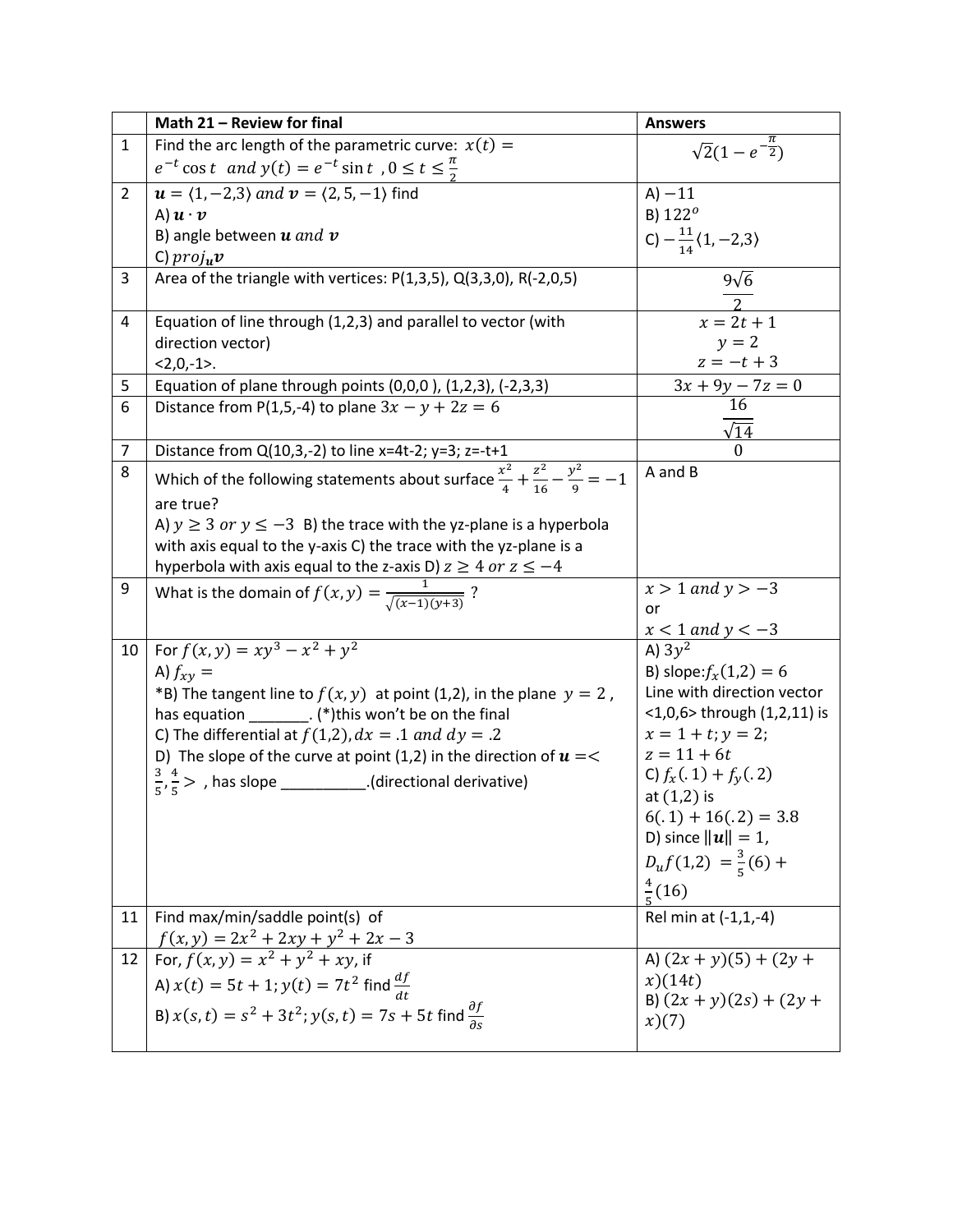|  | Math 21 – Review for final | Answers |
|---|---|---|
| 1 | Find the arc length of the parametric curve: $x(t) = e^{-t}\cos t$ $and$ $y(t) = e^{-t}\sin t$ , $0 \le t \le \frac{\pi}{2}$ | $\sqrt{2}(1 - e^{-\frac{\pi}{2}})$ |
| 2 | $\boldsymbol{u} = \langle 1, -2, 3\rangle$ $and$ $\boldsymbol{v} = \langle 2, 5, -1\rangle$ find<br>A) $\boldsymbol{u} \cdot \boldsymbol{v}$<br>B) angle between $\boldsymbol{u}$ $and$ $\boldsymbol{v}$<br>C) $proj_{\boldsymbol{u}}\boldsymbol{v}$ | A) $-11$<br>B) $122^o$<br>C) $-\frac{11}{14}\langle 1, -2, 3\rangle$ |
| 3 | Area of the triangle with vertices: P(1,3,5), Q(3,3,0), R(-2,0,5) | $\frac{9\sqrt{6}}{2}$ |
| 4 | Equation of line through (1,2,3) and parallel to vector (with direction vector)<br><2,0,-1>. | $x = 2t + 1$<br>$y = 2$<br>$z = -t + 3$ |
| 5 | Equation of plane through points (0,0,0 ), (1,2,3), (-2,3,3) | $3x + 9y - 7z = 0$ |
| 6 | Distance from P(1,5,-4) to plane $3x - y + 2z = 6$ | $\frac{16}{\sqrt{14}}$ |
| 7 | Distance from Q(10,3,-2) to line x=4t-2; y=3; z=-t+1 | 0 |
| 8 | Which of the following statements about surface $\frac{x^2}{4} + \frac{z^2}{16} - \frac{y^2}{9} = -1$ are true?<br>A) $y \ge 3$ $or$ $y \le -3$ B) the trace with the yz-plane is a hyperbola with axis equal to the y-axis C) the trace with the yz-plane is a hyperbola with axis equal to the z-axis D) $z \ge 4$ $or$ $z \le -4$ | A and B |
| 9 | What is the domain of $f(x, y) = \frac{1}{\sqrt{(x-1)(y+3)}}$ ? | $x > 1$ $and$ $y > -3$<br>or<br>$x < 1$ $and$ $y < -3$ |
| 10 | For $f(x, y) = xy^3 - x^2 + y^2$<br>A) $f_{xy} =$<br>*B) The tangent line to $f(x, y)$ at point (1,2), in the plane $y = 2$ , has equation _______. (*)this won't be on the final<br>C) The differential at $f(1,2), dx = .1$ $and$ $dy = .2$<br>D) The slope of the curve at point (1,2) in the direction of $\boldsymbol{u} = < \frac{3}{5}, \frac{4}{5} >$ , has slope __________.(directional derivative) | A) $3y^2$<br>B) slope:$f_x(1,2) = 6$<br>Line with direction vector <1,0,6> through (1,2,11) is<br>$x = 1 + t; y = 2;$<br>$z = 11 + 6t$<br>C) $f_x(.1) + f_y(.2)$<br>at (1,2) is<br>$6(.1) + 16(.2) = 3.8$<br>D) since $\|\boldsymbol{u}\| = 1$,<br>$D_u f(1,2) = \frac{3}{5}(6) + \frac{4}{5}(16)$ |
| 11 | Find max/min/saddle point(s) of<br>$f(x, y) = 2x^2 + 2xy + y^2 + 2x - 3$ | Rel min at (-1,1,-4) |
| 12 | For, $f(x, y) = x^2 + y^2 + xy$, if<br>A) $x(t) = 5t + 1; y(t) = 7t^2$ find $\frac{df}{dt}$<br>B) $x(s, t) = s^2 + 3t^2; y(s, t) = 7s + 5t$ find $\frac{\partial f}{\partial s}$ | A) $(2x + y)(5) + (2y + x)(14t)$<br>B) $(2x + y)(2s) + (2y + x)(7)$ |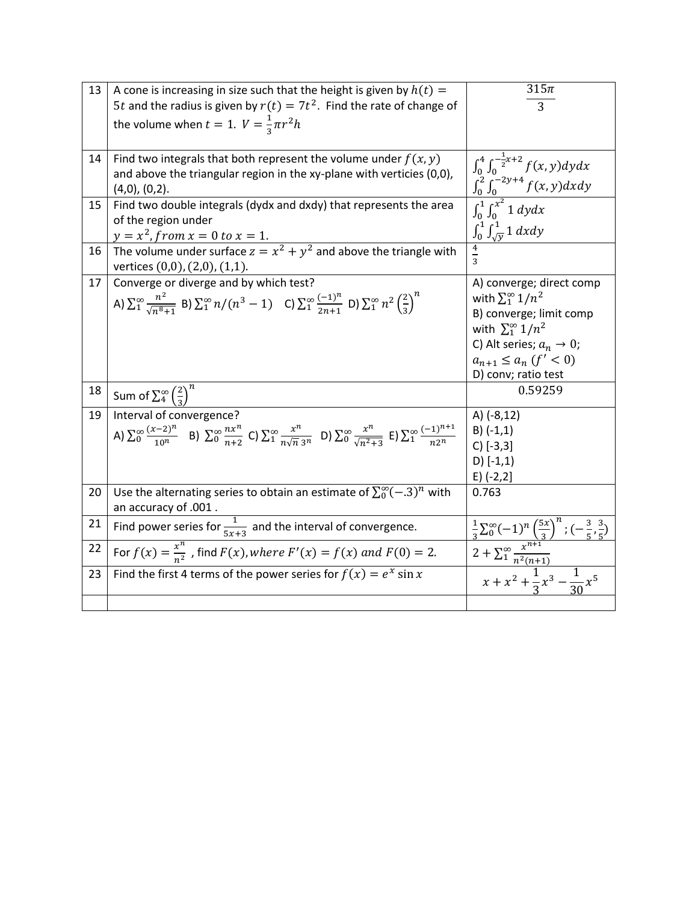| | | |
|---|---|---|
| 13 | A cone is increasing in size such that the height is given by $h(t) = 5t$ and the radius is given by $r(t) = 7t^2$. Find the rate of change of the volume when $t = 1$. $V = \frac{1}{3}\pi r^2 h$ | $\frac{315\pi}{3}$ |
| 14 | Find two integrals that both represent the volume under $f(x, y)$ and above the triangular region in the xy-plane with verticies (0,0), (4,0), (0,2). | $\int_0^4 \int_0^{-\frac{1}{2}x+2} f(x,y)dydx$ $\int_0^2 \int_0^{-2y+4} f(x,y)dxdy$ |
| 15 | Find two double integrals (dydx and dxdy) that represents the area of the region under $y = x^2, from\ x = 0\ to\ x = 1.$ | $\int_0^1 \int_0^{x^2} 1\ dydx$ $\int_0^1 \int_{\sqrt{y}}^1 1\ dxdy$ |
| 16 | The volume under surface $z = x^2 + y^2$ and above the triangle with vertices (0,0), (2,0), (1,1). | $\frac{4}{3}$ |
| 17 | Converge or diverge and by which test? A) $\sum_1^\infty \frac{n^2}{\sqrt{n^8+1}}$ B) $\sum_1^\infty n/(n^3 - 1)$ C) $\sum_1^\infty \frac{(-1)^n}{2n+1}$ D) $\sum_1^\infty n^2 \left(\frac{2}{3}\right)^n$ | A) converge; direct comp with $\sum_1^\infty 1/n^2$ B) converge; limit comp with $\sum_1^\infty 1/n^2$ C) Alt series; $a_n \to 0$; $a_{n+1} \le a_n$ $(f' < 0)$ D) conv; ratio test |
| 18 | Sum of $\sum_4^\infty \left(\frac{2}{3}\right)^n$ | 0.59259 |
| 19 | Interval of convergence? A) $\sum_0^\infty \frac{(x-2)^n}{10^n}$ B) $\sum_0^\infty \frac{nx^n}{n+2}$ C) $\sum_1^\infty \frac{x^n}{n\sqrt{n}\,3^n}$ D) $\sum_0^\infty \frac{x^n}{\sqrt{n^2+3}}$ E) $\sum_1^\infty \frac{(-1)^{n+1}}{n2^n}$ | A) (-8,12) B) (-1,1) C) [-3,3] D) [-1,1) E) (-2,2] |
| 20 | Use the alternating series to obtain an estimate of $\sum_0^\infty (-.3)^n$ with an accuracy of .001 . | 0.763 |
| 21 | Find power series for $\frac{1}{5x+3}$ and the interval of convergence. | $\frac{1}{3}\sum_0^\infty (-1)^n \left(\frac{5x}{3}\right)^n$; $(-\frac{3}{5}, \frac{3}{5})$ |
| 22 | For $f(x) = \frac{x^n}{n^2}$ , find $F(x), where\ F'(x) = f(x)\ and\ F(0) = 2.$ | $2 + \sum_1^\infty \frac{x^{n+1}}{n^2(n+1)}$ |
| 23 | Find the first 4 terms of the power series for $f(x) = e^x \sin x$ | $x + x^2 + \frac{1}{3}x^3 - \frac{1}{30}x^5$ |
| | | |